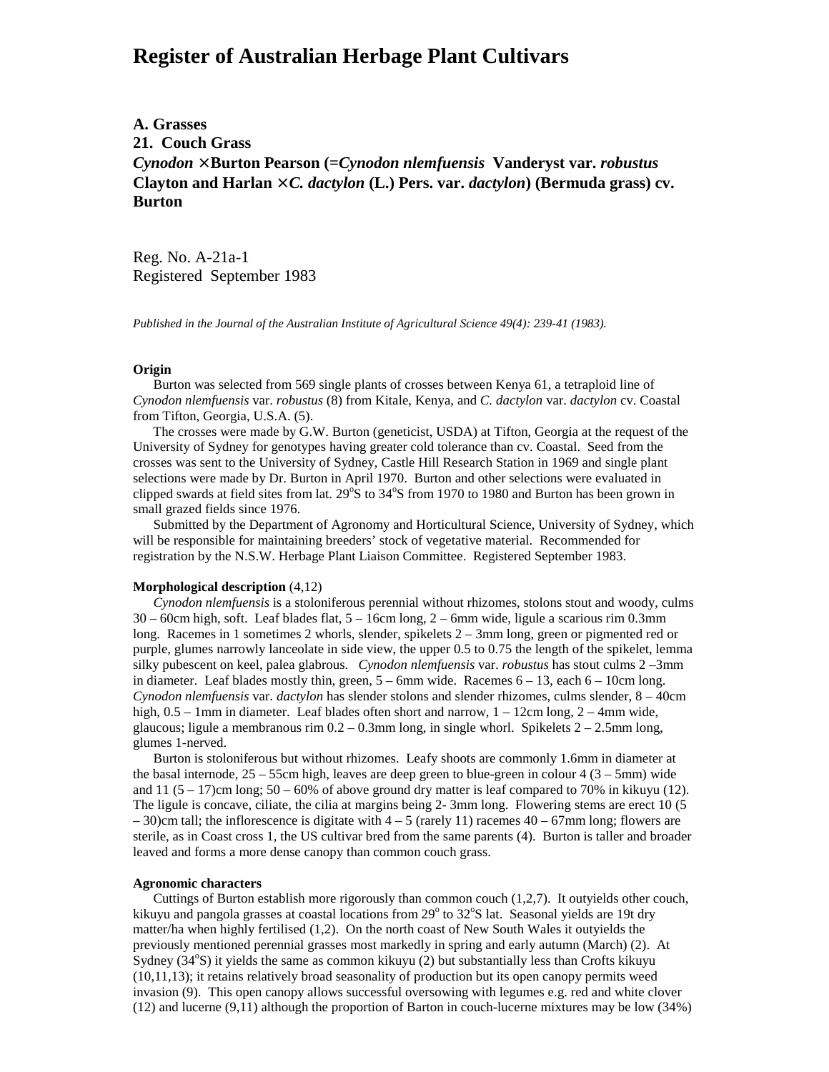# Register of Australian Herbage Plant Cultivars

**A. Grasses**
**21. Couch Grass**
***Cynodon* ×Burton Pearson (=*Cynodon nlemfuensis* Vanderyst var. *robustus* Clayton and Harlan ×*C. dactylon* (L.) Pers. var. *dactylon*) (Bermuda grass) cv. Burton**

Reg. No. A-21a-1
Registered September 1983

*Published in the Journal of the Australian Institute of Agricultural Science 49(4): 239-41 (1983).*

**Origin**

Burton was selected from 569 single plants of crosses between Kenya 61, a tetraploid line of *Cynodon nlemfuensis* var. *robustus* (8) from Kitale, Kenya, and *C. dactylon* var. *dactylon* cv. Coastal from Tifton, Georgia, U.S.A. (5).

The crosses were made by G.W. Burton (geneticist, USDA) at Tifton, Georgia at the request of the University of Sydney for genotypes having greater cold tolerance than cv. Coastal. Seed from the crosses was sent to the University of Sydney, Castle Hill Research Station in 1969 and single plant selections were made by Dr. Burton in April 1970. Burton and other selections were evaluated in clipped swards at field sites from lat. 29°S to 34°S from 1970 to 1980 and Burton has been grown in small grazed fields since 1976.

Submitted by the Department of Agronomy and Horticultural Science, University of Sydney, which will be responsible for maintaining breeders' stock of vegetative material. Recommended for registration by the N.S.W. Herbage Plant Liaison Committee. Registered September 1983.

**Morphological description** (4,12)

*Cynodon nlemfuensis* is a stoloniferous perennial without rhizomes, stolons stout and woody, culms 30 – 60cm high, soft. Leaf blades flat, 5 – 16cm long, 2 – 6mm wide, ligule a scarious rim 0.3mm long. Racemes in 1 sometimes 2 whorls, slender, spikelets 2 – 3mm long, green or pigmented red or purple, glumes narrowly lanceolate in side view, the upper 0.5 to 0.75 the length of the spikelet, lemma silky pubescent on keel, palea glabrous. *Cynodon nlemfuensis* var. *robustus* has stout culms 2 –3mm in diameter. Leaf blades mostly thin, green, 5 – 6mm wide. Racemes 6 – 13, each 6 – 10cm long. *Cynodon nlemfuensis* var. *dactylon* has slender stolons and slender rhizomes, culms slender, 8 – 40cm high, 0.5 – 1mm in diameter. Leaf blades often short and narrow, 1 – 12cm long, 2 – 4mm wide, glaucous; ligule a membranous rim 0.2 – 0.3mm long, in single whorl. Spikelets 2 – 2.5mm long, glumes 1-nerved.

Burton is stoloniferous but without rhizomes. Leafy shoots are commonly 1.6mm in diameter at the basal internode, 25 – 55cm high, leaves are deep green to blue-green in colour 4 (3 – 5mm) wide and 11 (5 – 17)cm long; 50 – 60% of above ground dry matter is leaf compared to 70% in kikuyu (12). The ligule is concave, ciliate, the cilia at margins being 2- 3mm long. Flowering stems are erect 10 (5 – 30)cm tall; the inflorescence is digitate with 4 – 5 (rarely 11) racemes 40 – 67mm long; flowers are sterile, as in Coast cross 1, the US cultivar bred from the same parents (4). Burton is taller and broader leaved and forms a more dense canopy than common couch grass.

**Agronomic characters**

Cuttings of Burton establish more rigorously than common couch (1,2,7). It outyields other couch, kikuyu and pangola grasses at coastal locations from 29° to 32°S lat. Seasonal yields are 19t dry matter/ha when highly fertilised (1,2). On the north coast of New South Wales it outyields the previously mentioned perennial grasses most markedly in spring and early autumn (March) (2). At Sydney (34°S) it yields the same as common kikuyu (2) but substantially less than Crofts kikuyu (10,11,13); it retains relatively broad seasonality of production but its open canopy permits weed invasion (9). This open canopy allows successful oversowing with legumes e.g. red and white clover (12) and lucerne (9,11) although the proportion of Barton in couch-lucerne mixtures may be low (34%)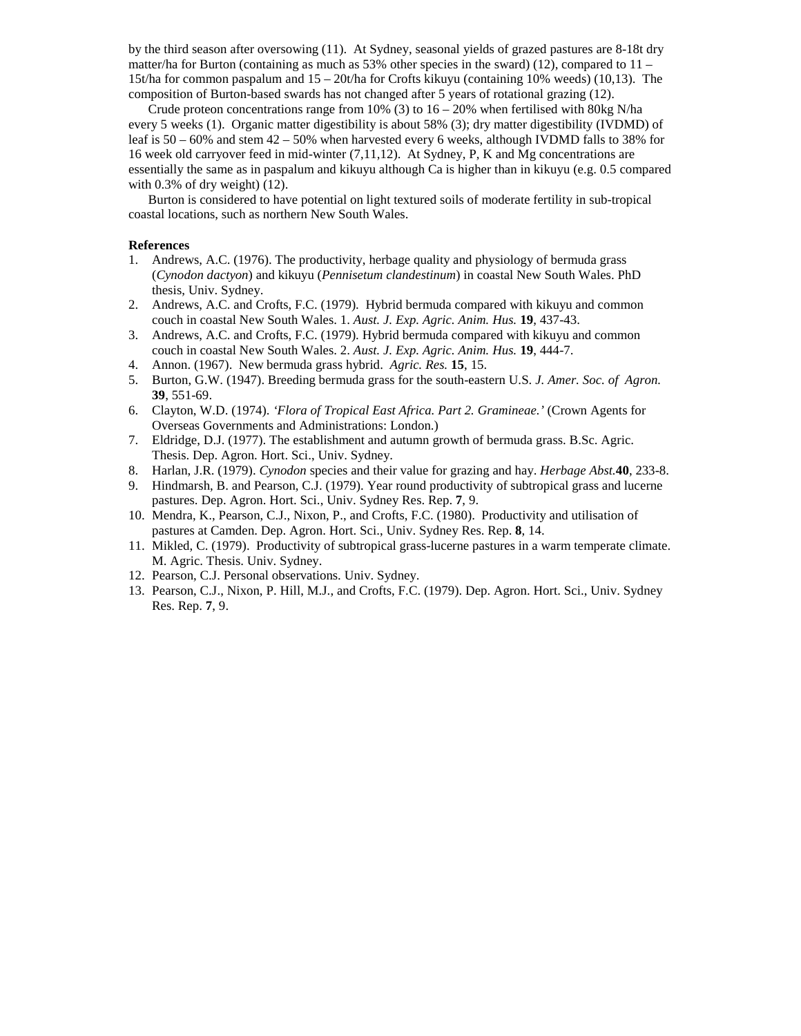by the third season after oversowing (11). At Sydney, seasonal yields of grazed pastures are 8-18t dry matter/ha for Burton (containing as much as 53% other species in the sward) (12), compared to 11 – 15t/ha for common paspalum and 15 – 20t/ha for Crofts kikuyu (containing 10% weeds) (10,13). The composition of Burton-based swards has not changed after 5 years of rotational grazing (12).

Crude proteon concentrations range from 10% (3) to 16 – 20% when fertilised with 80kg N/ha every 5 weeks (1). Organic matter digestibility is about 58% (3); dry matter digestibility (IVDMD) of leaf is 50 – 60% and stem 42 – 50% when harvested every 6 weeks, although IVDMD falls to 38% for 16 week old carryover feed in mid-winter (7,11,12). At Sydney, P, K and Mg concentrations are essentially the same as in paspalum and kikuyu although Ca is higher than in kikuyu (e.g. 0.5 compared with 0.3% of dry weight) (12).

Burton is considered to have potential on light textured soils of moderate fertility in sub-tropical coastal locations, such as northern New South Wales.

**References**

1. Andrews, A.C. (1976). The productivity, herbage quality and physiology of bermuda grass (*Cynodon dactyon*) and kikuyu (*Pennisetum clandestinum*) in coastal New South Wales. PhD thesis, Univ. Sydney.
2. Andrews, A.C. and Crofts, F.C. (1979). Hybrid bermuda compared with kikuyu and common couch in coastal New South Wales. 1. *Aust. J. Exp. Agric. Anim. Hus.* **19**, 437-43.
3. Andrews, A.C. and Crofts, F.C. (1979). Hybrid bermuda compared with kikuyu and common couch in coastal New South Wales. 2. *Aust. J. Exp. Agric. Anim. Hus.* **19**, 444-7.
4. Annon. (1967). New bermuda grass hybrid. *Agric. Res.* **15**, 15.
5. Burton, G.W. (1947). Breeding bermuda grass for the south-eastern U.S. *J. Amer. Soc. of Agron.* **39**, 551-69.
6. Clayton, W.D. (1974). *'Flora of Tropical East Africa. Part 2. Gramineae.'* (Crown Agents for Overseas Governments and Administrations: London.)
7. Eldridge, D.J. (1977). The establishment and autumn growth of bermuda grass. B.Sc. Agric. Thesis. Dep. Agron. Hort. Sci., Univ. Sydney.
8. Harlan, J.R. (1979). *Cynodon* species and their value for grazing and hay. *Herbage Abst.***40**, 233-8.
9. Hindmarsh, B. and Pearson, C.J. (1979). Year round productivity of subtropical grass and lucerne pastures. Dep. Agron. Hort. Sci., Univ. Sydney Res. Rep. **7**, 9.
10. Mendra, K., Pearson, C.J., Nixon, P., and Crofts, F.C. (1980). Productivity and utilisation of pastures at Camden. Dep. Agron. Hort. Sci., Univ. Sydney Res. Rep. **8**, 14.
11. Mikled, C. (1979). Productivity of subtropical grass-lucerne pastures in a warm temperate climate. M. Agric. Thesis. Univ. Sydney.
12. Pearson, C.J. Personal observations. Univ. Sydney.
13. Pearson, C.J., Nixon, P. Hill, M.J., and Crofts, F.C. (1979). Dep. Agron. Hort. Sci., Univ. Sydney Res. Rep. **7**, 9.